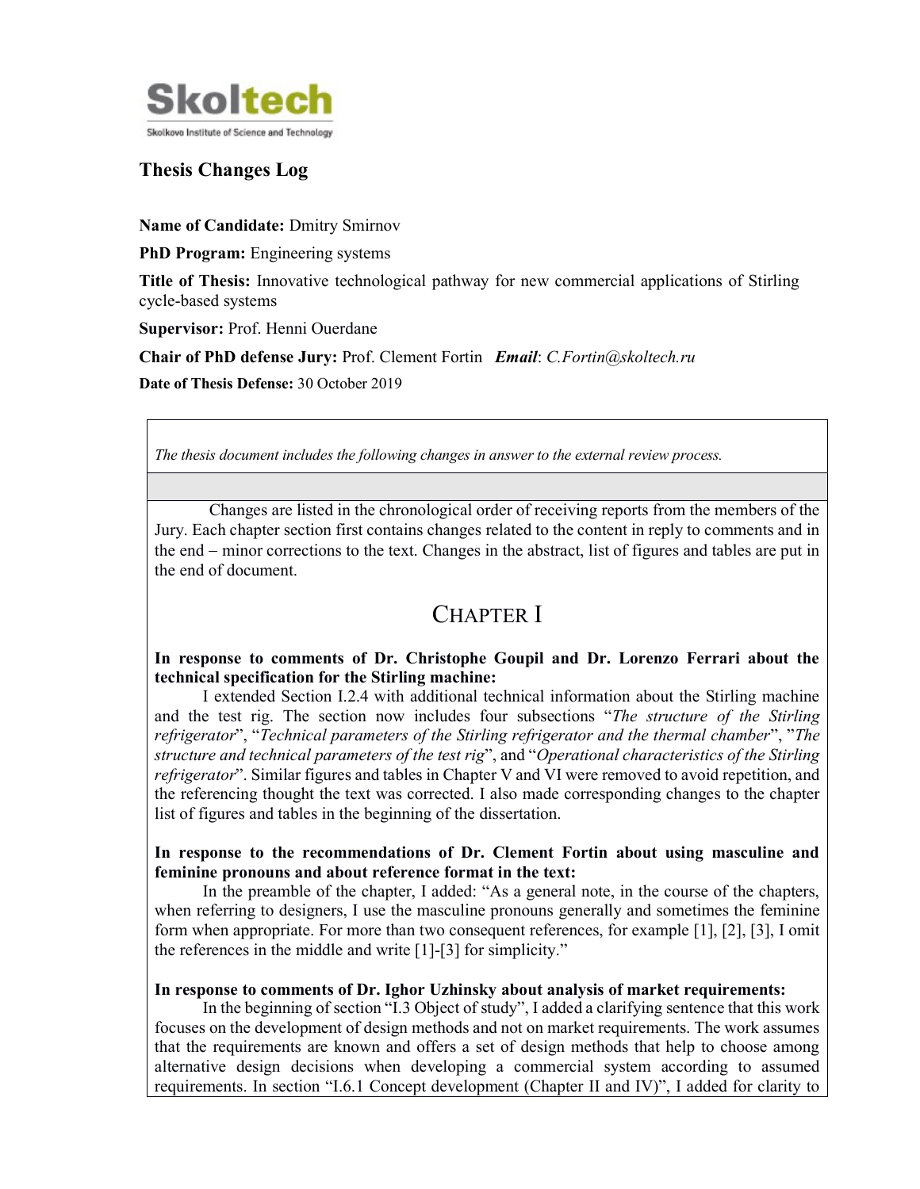**Skoltech**

Skolkovo Institute of Science and Technology

## Thesis Changes Log

**Name of Candidate:** Dmitry Smirnov

**PhD Program:** Engineering systems

**Title of Thesis:** Innovative technological pathway for new commercial applications of Stirling cycle-based systems

**Supervisor:** Prof. Henni Ouerdane

**Chair of PhD defense Jury:** Prof. Clement Fortin ***Email***: *C.Fortin@skoltech.ru*

**Date of Thesis Defense:** 30 October 2019

*The thesis document includes the following changes in answer to the external review process.*

Changes are listed in the chronological order of receiving reports from the members of the Jury. Each chapter section first contains changes related to the content in reply to comments and in the end – minor corrections to the text. Changes in the abstract, list of figures and tables are put in the end of document.

# CHAPTER I

**In response to comments of Dr. Christophe Goupil and Dr. Lorenzo Ferrari about the technical specification for the Stirling machine:**

I extended Section I.2.4 with additional technical information about the Stirling machine and the test rig. The section now includes four subsections "*The structure of the Stirling refrigerator*", "*Technical parameters of the Stirling refrigerator and the thermal chamber*", "*The structure and technical parameters of the test rig*", and "*Operational characteristics of the Stirling refrigerator*". Similar figures and tables in Chapter V and VI were removed to avoid repetition, and the referencing thought the text was corrected. I also made corresponding changes to the chapter list of figures and tables in the beginning of the dissertation.

**In response to the recommendations of Dr. Clement Fortin about using masculine and feminine pronouns and about reference format in the text:**

In the preamble of the chapter, I added: "As a general note, in the course of the chapters, when referring to designers, I use the masculine pronouns generally and sometimes the feminine form when appropriate. For more than two consequent references, for example [1], [2], [3], I omit the references in the middle and write [1]-[3] for simplicity."

**In response to comments of Dr. Ighor Uzhinsky about analysis of market requirements:**

In the beginning of section "I.3 Object of study", I added a clarifying sentence that this work focuses on the development of design methods and not on market requirements. The work assumes that the requirements are known and offers a set of design methods that help to choose among alternative design decisions when developing a commercial system according to assumed requirements. In section "I.6.1 Concept development (Chapter II and IV)", I added for clarity to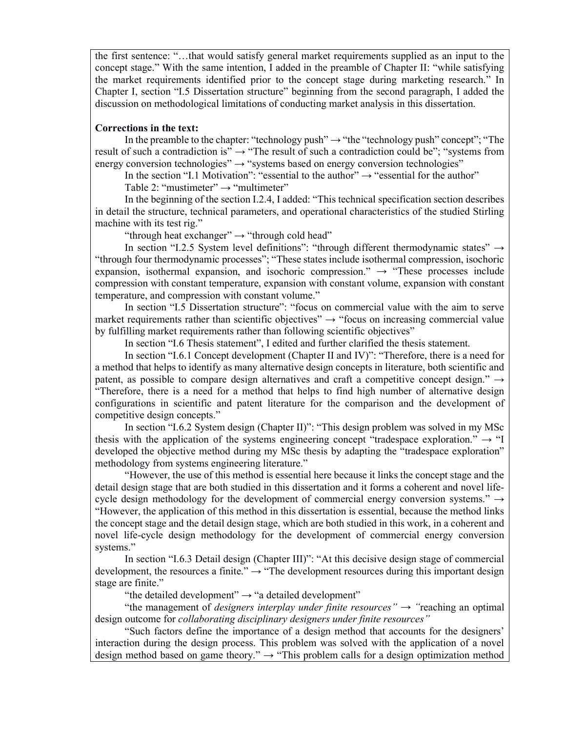the first sentence: "…that would satisfy general market requirements supplied as an input to the concept stage." With the same intention, I added in the preamble of Chapter II: "while satisfying the market requirements identified prior to the concept stage during marketing research." In Chapter I, section "I.5 Dissertation structure" beginning from the second paragraph, I added the discussion on methodological limitations of conducting market analysis in this dissertation.

**Corrections in the text:**

In the preamble to the chapter: "technology push" → "the "technology push" concept"; "The result of such a contradiction is" → "The result of such a contradiction could be"; "systems from energy conversion technologies" → "systems based on energy conversion technologies"

In the section "I.1 Motivation": "essential to the author" → "essential for the author"

Table 2: "mustimeter" → "multimeter"

In the beginning of the section I.2.4, I added: "This technical specification section describes in detail the structure, technical parameters, and operational characteristics of the studied Stirling machine with its test rig."

"through heat exchanger" → "through cold head"

In section "I.2.5 System level definitions": "through different thermodynamic states" → "through four thermodynamic processes"; "These states include isothermal compression, isochoric expansion, isothermal expansion, and isochoric compression." → "These processes include compression with constant temperature, expansion with constant volume, expansion with constant temperature, and compression with constant volume."

In section "I.5 Dissertation structure": "focus on commercial value with the aim to serve market requirements rather than scientific objectives" → "focus on increasing commercial value by fulfilling market requirements rather than following scientific objectives"

In section "I.6 Thesis statement", I edited and further clarified the thesis statement.

In section "I.6.1 Concept development (Chapter II and IV)": "Therefore, there is a need for a method that helps to identify as many alternative design concepts in literature, both scientific and patent, as possible to compare design alternatives and craft a competitive concept design." → "Therefore, there is a need for a method that helps to find high number of alternative design configurations in scientific and patent literature for the comparison and the development of competitive design concepts."

In section "I.6.2 System design (Chapter II)": "This design problem was solved in my MSc thesis with the application of the systems engineering concept "tradespace exploration."" → "I developed the objective method during my MSc thesis by adapting the "tradespace exploration" methodology from systems engineering literature."

"However, the use of this method is essential here because it links the concept stage and the detail design stage that are both studied in this dissertation and it forms a coherent and novel life-cycle design methodology for the development of commercial energy conversion systems." → "However, the application of this method in this dissertation is essential, because the method links the concept stage and the detail design stage, which are both studied in this work, in a coherent and novel life-cycle design methodology for the development of commercial energy conversion systems."

In section "I.6.3 Detail design (Chapter III)": "At this decisive design stage of commercial development, the resources a finite." → "The development resources during this important design stage are finite."

"the detailed development" → "a detailed development"

"the management of *designers interplay under finite resources"* → *"*reaching an optimal design outcome for *collaborating disciplinary designers under finite resources"*

"Such factors define the importance of a design method that accounts for the designers' interaction during the design process. This problem was solved with the application of a novel design method based on game theory." → "This problem calls for a design optimization method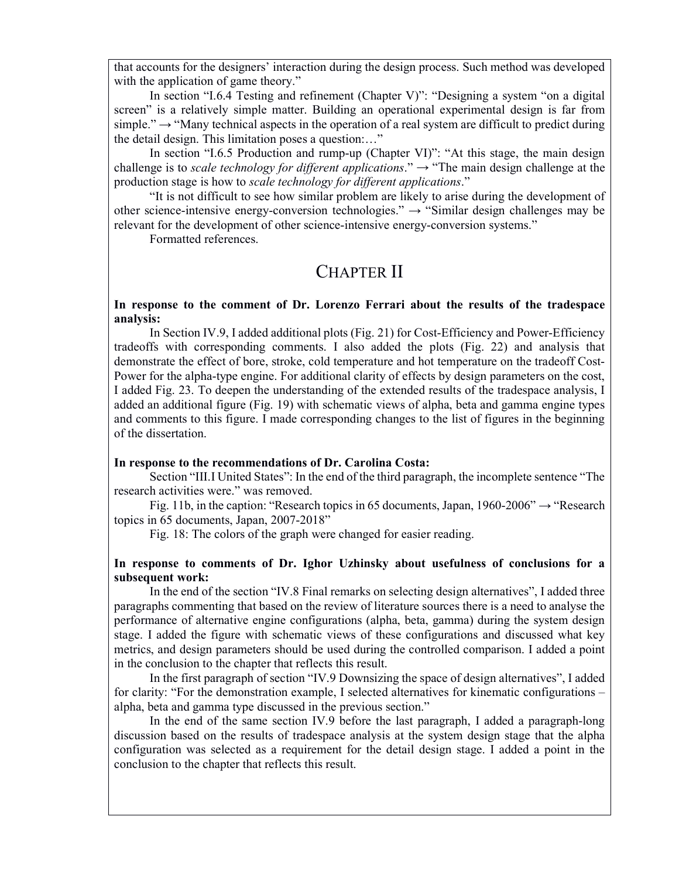that accounts for the designers' interaction during the design process. Such method was developed with the application of game theory."

In section "I.6.4 Testing and refinement (Chapter V)": "Designing a system "on a digital screen" is a relatively simple matter. Building an operational experimental design is far from simple." → "Many technical aspects in the operation of a real system are difficult to predict during the detail design. This limitation poses a question:…"

In section "I.6.5 Production and rump-up (Chapter VI)": "At this stage, the main design challenge is to *scale technology for different applications*." → "The main design challenge at the production stage is how to *scale technology for different applications*."

"It is not difficult to see how similar problem are likely to arise during the development of other science-intensive energy-conversion technologies." → "Similar design challenges may be relevant for the development of other science-intensive energy-conversion systems."

Formatted references.

## CHAPTER II

**In response to the comment of Dr. Lorenzo Ferrari about the results of the tradespace analysis:**

In Section IV.9, I added additional plots (Fig. 21) for Cost-Efficiency and Power-Efficiency tradeoffs with corresponding comments. I also added the plots (Fig. 22) and analysis that demonstrate the effect of bore, stroke, cold temperature and hot temperature on the tradeoff Cost-Power for the alpha-type engine. For additional clarity of effects by design parameters on the cost, I added Fig. 23. To deepen the understanding of the extended results of the tradespace analysis, I added an additional figure (Fig. 19) with schematic views of alpha, beta and gamma engine types and comments to this figure. I made corresponding changes to the list of figures in the beginning of the dissertation.

**In response to the recommendations of Dr. Carolina Costa:**

Section "III.I United States": In the end of the third paragraph, the incomplete sentence "The research activities were." was removed.

Fig. 11b, in the caption: "Research topics in 65 documents, Japan, 1960-2006" → "Research topics in 65 documents, Japan, 2007-2018"

Fig. 18: The colors of the graph were changed for easier reading.

**In response to comments of Dr. Ighor Uzhinsky about usefulness of conclusions for a subsequent work:**

In the end of the section "IV.8 Final remarks on selecting design alternatives", I added three paragraphs commenting that based on the review of literature sources there is a need to analyse the performance of alternative engine configurations (alpha, beta, gamma) during the system design stage. I added the figure with schematic views of these configurations and discussed what key metrics, and design parameters should be used during the controlled comparison. I added a point in the conclusion to the chapter that reflects this result.

In the first paragraph of section "IV.9 Downsizing the space of design alternatives", I added for clarity: "For the demonstration example, I selected alternatives for kinematic configurations – alpha, beta and gamma type discussed in the previous section."

In the end of the same section IV.9 before the last paragraph, I added a paragraph-long discussion based on the results of tradespace analysis at the system design stage that the alpha configuration was selected as a requirement for the detail design stage. I added a point in the conclusion to the chapter that reflects this result.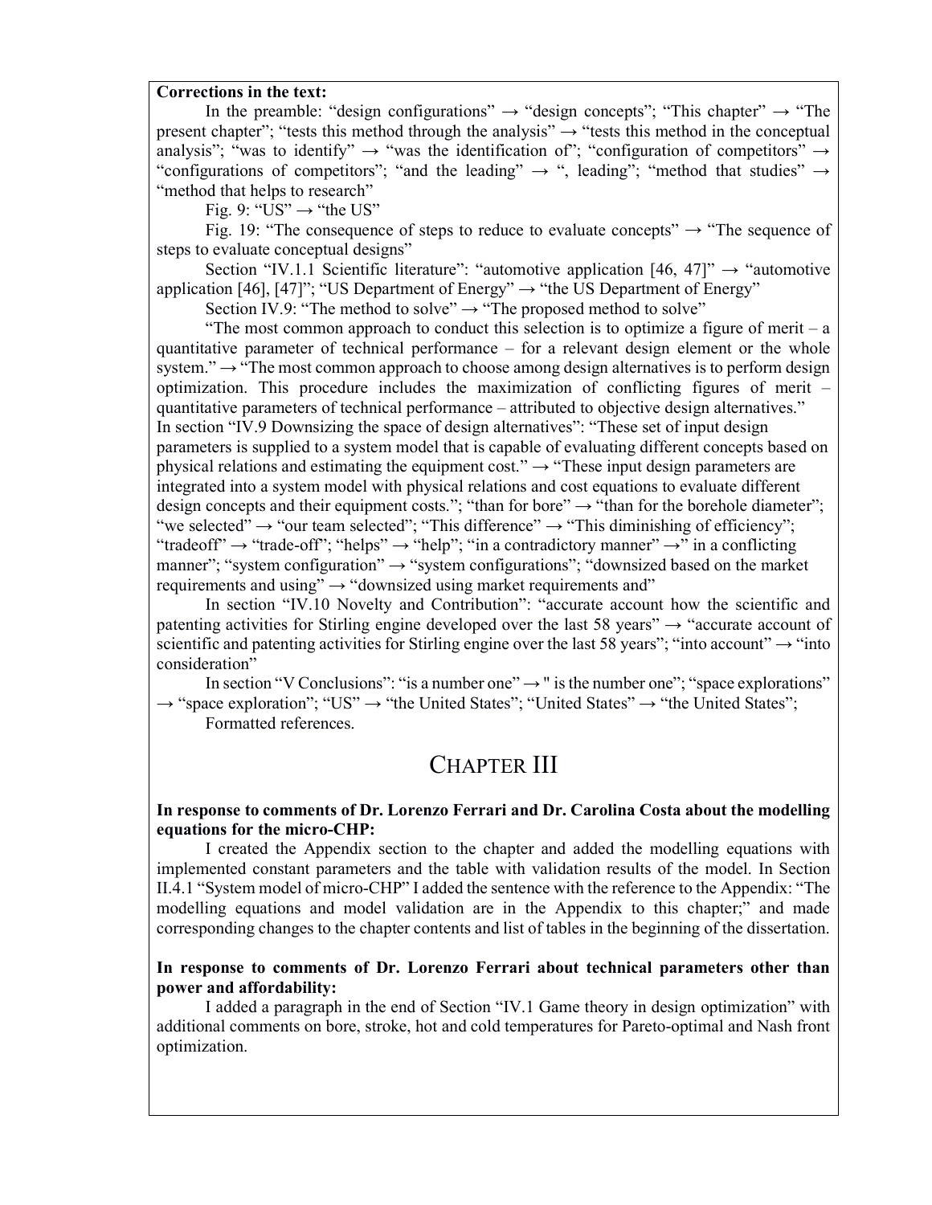**Corrections in the text:**

In the preamble: “design configurations” → “design concepts”; “This chapter” → “The present chapter”; “tests this method through the analysis” → “tests this method in the conceptual analysis”; “was to identify” → “was the identification of”; “configuration of competitors” → “configurations of competitors”; “and the leading” → “, leading”; “method that studies” → “method that helps to research”

Fig. 9: “US” → “the US”

Fig. 19: “The consequence of steps to reduce to evaluate concepts” → “The sequence of steps to evaluate conceptual designs”

Section “IV.1.1 Scientific literature”: “automotive application [46, 47]” → “automotive application [46], [47]”; “US Department of Energy” → “the US Department of Energy”

Section IV.9: “The method to solve” → “The proposed method to solve”

“The most common approach to conduct this selection is to optimize a figure of merit – a quantitative parameter of technical performance – for a relevant design element or the whole system.” → “The most common approach to choose among design alternatives is to perform design optimization. This procedure includes the maximization of conflicting figures of merit – quantitative parameters of technical performance – attributed to objective design alternatives.”

In section “IV.9 Downsizing the space of design alternatives”: “These set of input design parameters is supplied to a system model that is capable of evaluating different concepts based on physical relations and estimating the equipment cost.” → “These input design parameters are integrated into a system model with physical relations and cost equations to evaluate different design concepts and their equipment costs.”; “than for bore” → “than for the borehole diameter”; “we selected” → “our team selected”; “This difference” → “This diminishing of efficiency”; “tradeoff” → “trade-off”; “helps” → “help”; “in a contradictory manner” →” in a conflicting manner”; “system configuration” → “system configurations”; “downsized based on the market requirements and using” → “downsized using market requirements and”

In section “IV.10 Novelty and Contribution”: “accurate account how the scientific and patenting activities for Stirling engine developed over the last 58 years” → “accurate account of scientific and patenting activities for Stirling engine over the last 58 years”; “into account” → “into consideration”

In section “V Conclusions”: “is a number one” → " is the number one”; “space explorations” → “space exploration”; “US” → “the United States”; “United States” → “the United States”;

Formatted references.

# CHAPTER III

**In response to comments of Dr. Lorenzo Ferrari and Dr. Carolina Costa about the modelling equations for the micro-CHP:**

I created the Appendix section to the chapter and added the modelling equations with implemented constant parameters and the table with validation results of the model. In Section II.4.1 “System model of micro-CHP” I added the sentence with the reference to the Appendix: “The modelling equations and model validation are in the Appendix to this chapter;” and made corresponding changes to the chapter contents and list of tables in the beginning of the dissertation.

**In response to comments of Dr. Lorenzo Ferrari about technical parameters other than power and affordability:**

I added a paragraph in the end of Section “IV.1 Game theory in design optimization” with additional comments on bore, stroke, hot and cold temperatures for Pareto-optimal and Nash front optimization.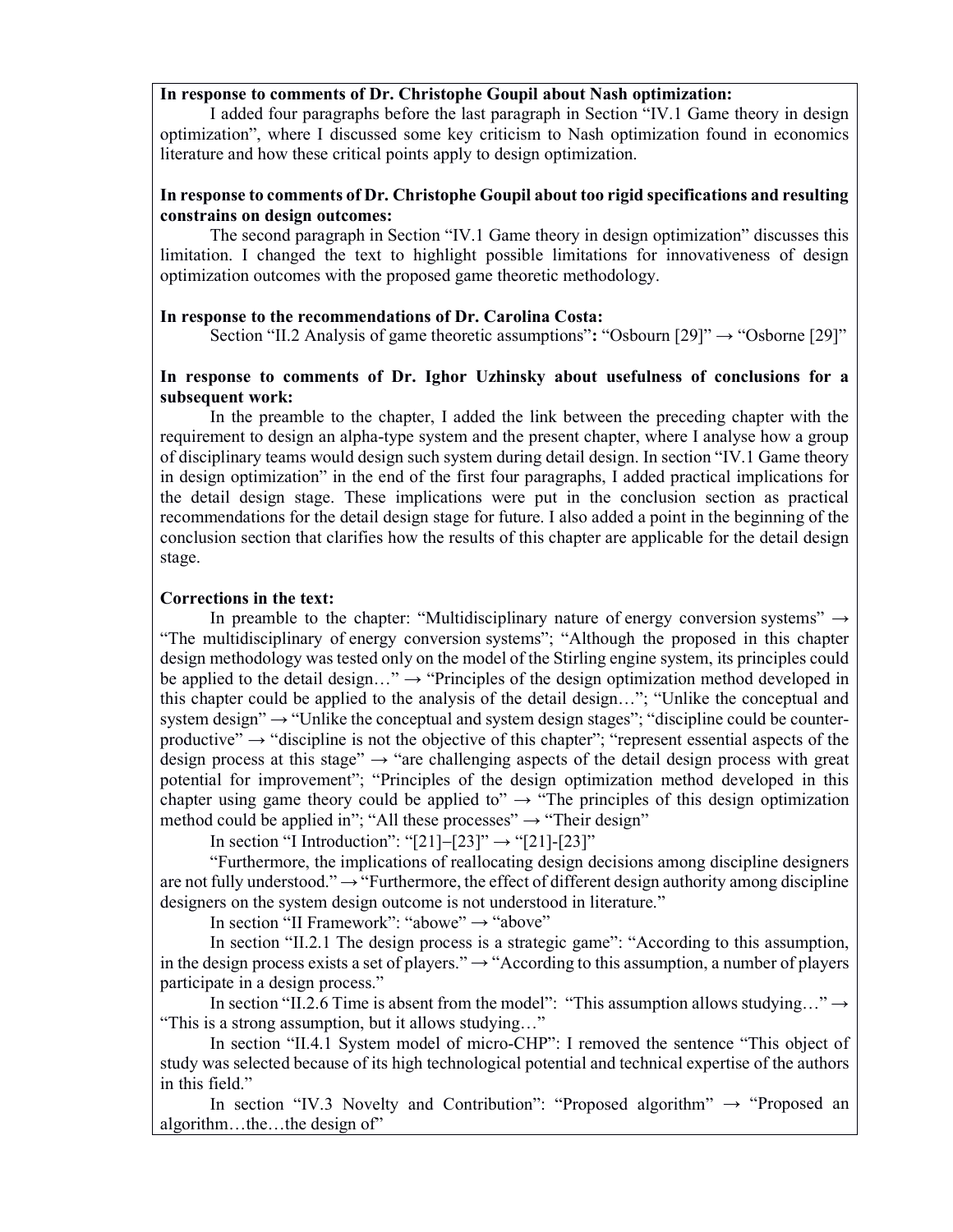**In response to comments of Dr. Christophe Goupil about Nash optimization:**

I added four paragraphs before the last paragraph in Section "IV.1 Game theory in design optimization", where I discussed some key criticism to Nash optimization found in economics literature and how these critical points apply to design optimization.

**In response to comments of Dr. Christophe Goupil about too rigid specifications and resulting constrains on design outcomes:**

The second paragraph in Section "IV.1 Game theory in design optimization" discusses this limitation. I changed the text to highlight possible limitations for innovativeness of design optimization outcomes with the proposed game theoretic methodology.

**In response to the recommendations of Dr. Carolina Costa:**

Section "II.2 Analysis of game theoretic assumptions"**:** "Osbourn [29]" → "Osborne [29]"

**In response to comments of Dr. Ighor Uzhinsky about usefulness of conclusions for a subsequent work:**

In the preamble to the chapter, I added the link between the preceding chapter with the requirement to design an alpha-type system and the present chapter, where I analyse how a group of disciplinary teams would design such system during detail design. In section "IV.1 Game theory in design optimization" in the end of the first four paragraphs, I added practical implications for the detail design stage. These implications were put in the conclusion section as practical recommendations for the detail design stage for future. I also added a point in the beginning of the conclusion section that clarifies how the results of this chapter are applicable for the detail design stage.

**Corrections in the text:**

In preamble to the chapter: "Multidisciplinary nature of energy conversion systems" → "The multidisciplinary of energy conversion systems"; "Although the proposed in this chapter design methodology was tested only on the model of the Stirling engine system, its principles could be applied to the detail design…" → "Principles of the design optimization method developed in this chapter could be applied to the analysis of the detail design…"; "Unlike the conceptual and system design" → "Unlike the conceptual and system design stages"; "discipline could be counter-productive" → "discipline is not the objective of this chapter"; "represent essential aspects of the design process at this stage" → "are challenging aspects of the detail design process with great potential for improvement"; "Principles of the design optimization method developed in this chapter using game theory could be applied to" → "The principles of this design optimization method could be applied in"; "All these processes" → "Their design"

In section "I Introduction": "[21]–[23]" → "[21]-[23]"

"Furthermore, the implications of reallocating design decisions among discipline designers are not fully understood." → "Furthermore, the effect of different design authority among discipline designers on the system design outcome is not understood in literature."

In section "II Framework": "abowe" → "above"

In section "II.2.1 The design process is a strategic game": "According to this assumption, in the design process exists a set of players." → "According to this assumption, a number of players participate in a design process."

In section "II.2.6 Time is absent from the model": "This assumption allows studying…" → "This is a strong assumption, but it allows studying…"

In section "II.4.1 System model of micro-CHP": I removed the sentence "This object of study was selected because of its high technological potential and technical expertise of the authors in this field."

In section "IV.3 Novelty and Contribution": "Proposed algorithm" → "Proposed an algorithm…the…the design of"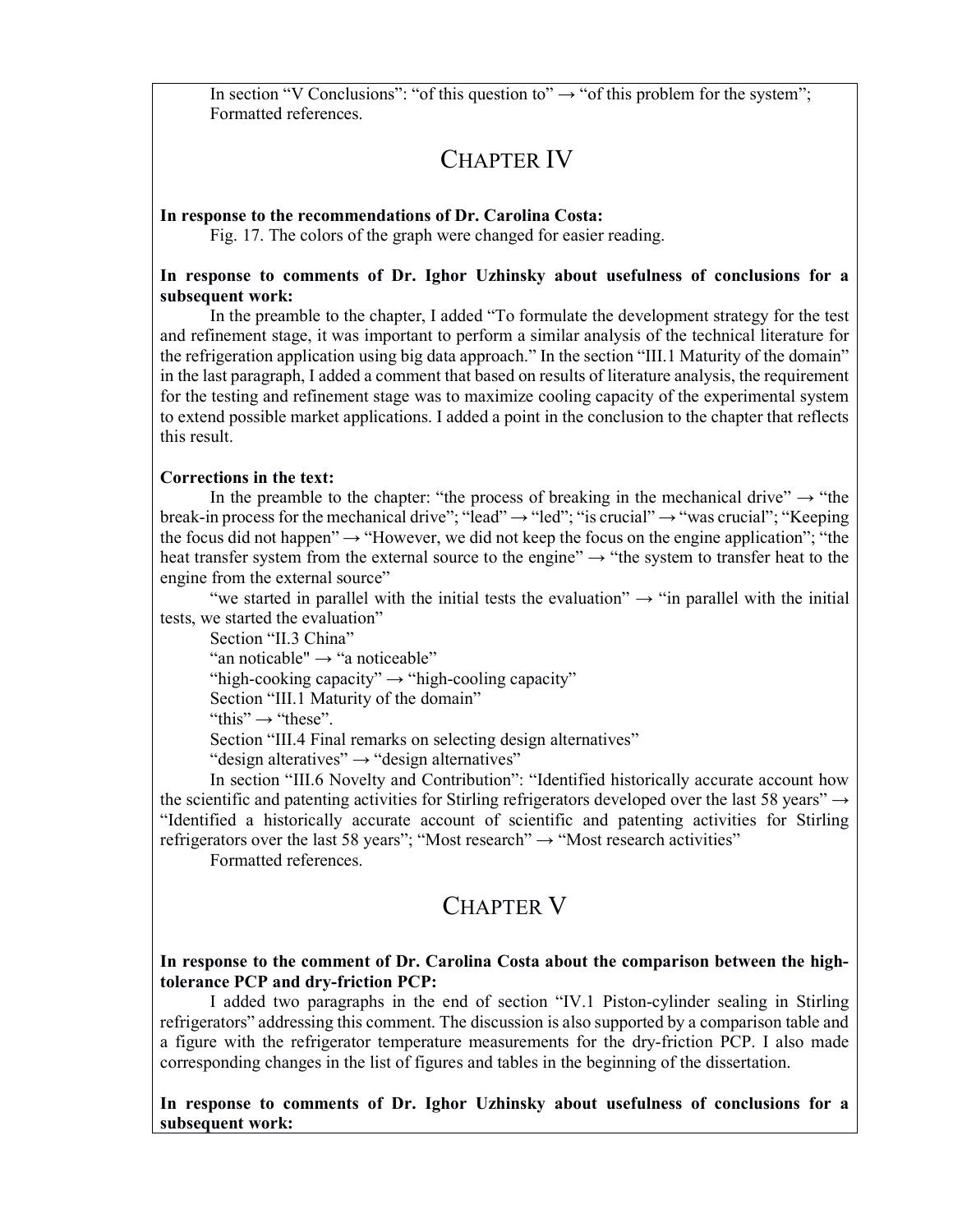In section "V Conclusions": "of this question to" → "of this problem for the system";
Formatted references.

# CHAPTER IV

**In response to the recommendations of Dr. Carolina Costa:**

Fig. 17. The colors of the graph were changed for easier reading.

**In response to comments of Dr. Ighor Uzhinsky about usefulness of conclusions for a subsequent work:**

In the preamble to the chapter, I added "To formulate the development strategy for the test and refinement stage, it was important to perform a similar analysis of the technical literature for the refrigeration application using big data approach." In the section "III.1 Maturity of the domain" in the last paragraph, I added a comment that based on results of literature analysis, the requirement for the testing and refinement stage was to maximize cooling capacity of the experimental system to extend possible market applications. I added a point in the conclusion to the chapter that reflects this result.

**Corrections in the text:**

In the preamble to the chapter: "the process of breaking in the mechanical drive" → "the break-in process for the mechanical drive"; "lead" → "led"; "is crucial" → "was crucial"; "Keeping the focus did not happen" → "However, we did not keep the focus on the engine application"; "the heat transfer system from the external source to the engine" → "the system to transfer heat to the engine from the external source"

"we started in parallel with the initial tests the evaluation" → "in parallel with the initial tests, we started the evaluation"

Section "II.3 China"

"an noticable" → "a noticeable"

"high-cooking capacity" → "high-cooling capacity"

Section "III.1 Maturity of the domain"

"this" → "these".

Section "III.4 Final remarks on selecting design alternatives"

"design alteratives" → "design alternatives"

In section "III.6 Novelty and Contribution": "Identified historically accurate account how the scientific and patenting activities for Stirling refrigerators developed over the last 58 years" → "Identified a historically accurate account of scientific and patenting activities for Stirling refrigerators over the last 58 years"; "Most research" → "Most research activities"

Formatted references.

# CHAPTER V

**In response to the comment of Dr. Carolina Costa about the comparison between the high-tolerance PCP and dry-friction PCP:**

I added two paragraphs in the end of section "IV.1 Piston-cylinder sealing in Stirling refrigerators" addressing this comment. The discussion is also supported by a comparison table and a figure with the refrigerator temperature measurements for the dry-friction PCP. I also made corresponding changes in the list of figures and tables in the beginning of the dissertation.

**In response to comments of Dr. Ighor Uzhinsky about usefulness of conclusions for a subsequent work:**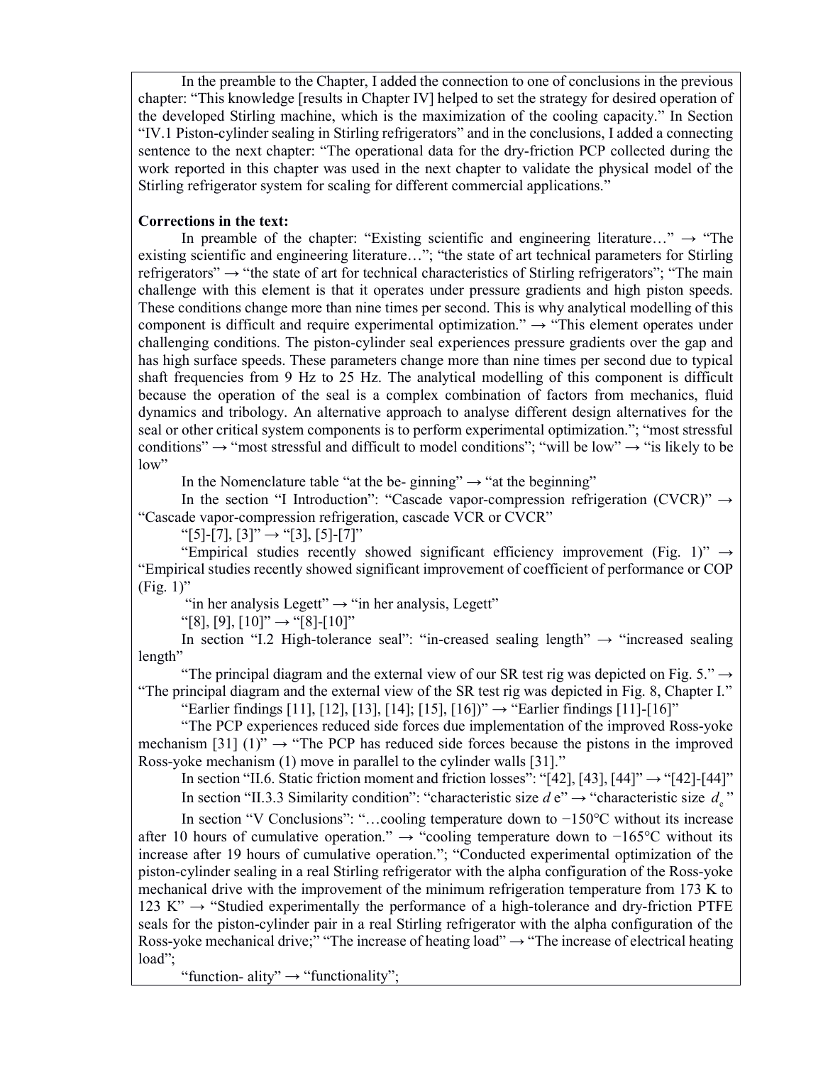In the preamble to the Chapter, I added the connection to one of conclusions in the previous chapter: "This knowledge [results in Chapter IV] helped to set the strategy for desired operation of the developed Stirling machine, which is the maximization of the cooling capacity." In Section "IV.1 Piston-cylinder sealing in Stirling refrigerators" and in the conclusions, I added a connecting sentence to the next chapter: "The operational data for the dry-friction PCP collected during the work reported in this chapter was used in the next chapter to validate the physical model of the Stirling refrigerator system for scaling for different commercial applications."

**Corrections in the text:**

In preamble of the chapter: "Existing scientific and engineering literature…" → "The existing scientific and engineering literature…"; "the state of art technical parameters for Stirling refrigerators" → "the state of art for technical characteristics of Stirling refrigerators"; "The main challenge with this element is that it operates under pressure gradients and high piston speeds. These conditions change more than nine times per second. This is why analytical modelling of this component is difficult and require experimental optimization." → "This element operates under challenging conditions. The piston-cylinder seal experiences pressure gradients over the gap and has high surface speeds. These parameters change more than nine times per second due to typical shaft frequencies from 9 Hz to 25 Hz. The analytical modelling of this component is difficult because the operation of the seal is a complex combination of factors from mechanics, fluid dynamics and tribology. An alternative approach to analyse different design alternatives for the seal or other critical system components is to perform experimental optimization."; "most stressful conditions" → "most stressful and difficult to model conditions"; "will be low" → "is likely to be low"

In the Nomenclature table "at the be- ginning" → "at the beginning"

In the section "I Introduction": "Cascade vapor-compression refrigeration (CVCR)" → "Cascade vapor-compression refrigeration, cascade VCR or CVCR"

"[5]-[7], [3]" → "[3], [5]-[7]"

"Empirical studies recently showed significant efficiency improvement (Fig. 1)" → "Empirical studies recently showed significant improvement of coefficient of performance or COP (Fig. 1)"

"in her analysis Legett" → "in her analysis, Legett"

"[8], [9], [10]" → "[8]-[10]"

In section "I.2 High-tolerance seal": "in-creased sealing length" → "increased sealing length"

"The principal diagram and the external view of our SR test rig was depicted on Fig. 5." → "The principal diagram and the external view of the SR test rig was depicted in Fig. 8, Chapter I."

"Earlier findings [11], [12], [13], [14]; [15], [16])" → "Earlier findings [11]-[16]"

"The PCP experiences reduced side forces due implementation of the improved Ross-yoke mechanism [31] (1)" → "The PCP has reduced side forces because the pistons in the improved Ross-yoke mechanism (1) move in parallel to the cylinder walls [31]."

In section "II.6. Static friction moment and friction losses": "[42], [43], [44]" → "[42]-[44]"

In section "II.3.3 Similarity condition": "characteristic size $d$ e" → "characteristic size $d_e$"

In section "V Conclusions": "…cooling temperature down to −150°C without its increase after 10 hours of cumulative operation." → "cooling temperature down to −165°C without its increase after 19 hours of cumulative operation."; "Conducted experimental optimization of the piston-cylinder sealing in a real Stirling refrigerator with the alpha configuration of the Ross-yoke mechanical drive with the improvement of the minimum refrigeration temperature from 173 K to 123 K" → "Studied experimentally the performance of a high-tolerance and dry-friction PTFE seals for the piston-cylinder pair in a real Stirling refrigerator with the alpha configuration of the Ross-yoke mechanical drive;" "The increase of heating load" → "The increase of electrical heating load";

"function- ality" → "functionality";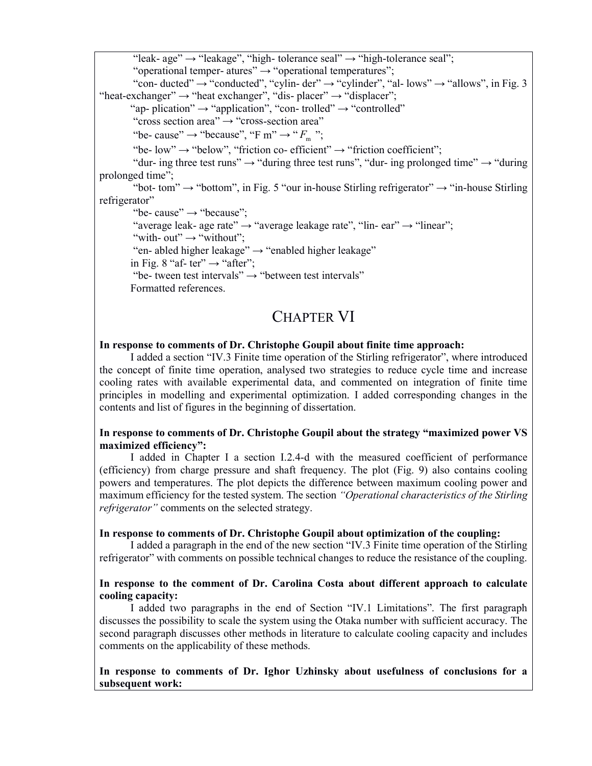"leak- age" → "leakage", "high- tolerance seal" → "high-tolerance seal";

"operational temper- atures" → "operational temperatures";

"con- ducted" → "conducted", "cylin- der" → "cylinder", "al- lows" → "allows", in Fig. 3 "heat-exchanger" → "heat exchanger", "dis- placer" → "displacer";

"ap- plication" → "application", "con- trolled" → "controlled"

"cross section area" → "cross-section area"

"be- cause" → "because", "F m" → "$F_m$";

"be- low" → "below", "friction co- efficient" → "friction coefficient";

"dur- ing three test runs" → "during three test runs", "dur- ing prolonged time" → "during prolonged time";

"bot- tom" → "bottom", in Fig. 5 "our in-house Stirling refrigerator" → "in-house Stirling refrigerator"

"be- cause" → "because";

"average leak- age rate" → "average leakage rate", "lin- ear" → "linear";

"with- out" → "without";

"en- abled higher leakage" → "enabled higher leakage"

in Fig. 8 "af- ter" → "after";

"be- tween test intervals" → "between test intervals"

Formatted references.

# CHAPTER VI

**In response to comments of Dr. Christophe Goupil about finite time approach:**

I added a section "IV.3 Finite time operation of the Stirling refrigerator", where introduced the concept of finite time operation, analysed two strategies to reduce cycle time and increase cooling rates with available experimental data, and commented on integration of finite time principles in modelling and experimental optimization. I added corresponding changes in the contents and list of figures in the beginning of dissertation.

**In response to comments of Dr. Christophe Goupil about the strategy "maximized power VS maximized efficiency":**

I added in Chapter I a section I.2.4-d with the measured coefficient of performance (efficiency) from charge pressure and shaft frequency. The plot (Fig. 9) also contains cooling powers and temperatures. The plot depicts the difference between maximum cooling power and maximum efficiency for the tested system. The section *"Operational characteristics of the Stirling refrigerator"* comments on the selected strategy.

**In response to comments of Dr. Christophe Goupil about optimization of the coupling:**

I added a paragraph in the end of the new section "IV.3 Finite time operation of the Stirling refrigerator" with comments on possible technical changes to reduce the resistance of the coupling.

**In response to the comment of Dr. Carolina Costa about different approach to calculate cooling capacity:**

I added two paragraphs in the end of Section "IV.1 Limitations". The first paragraph discusses the possibility to scale the system using the Otaka number with sufficient accuracy. The second paragraph discusses other methods in literature to calculate cooling capacity and includes comments on the applicability of these methods.

**In response to comments of Dr. Ighor Uzhinsky about usefulness of conclusions for a subsequent work:**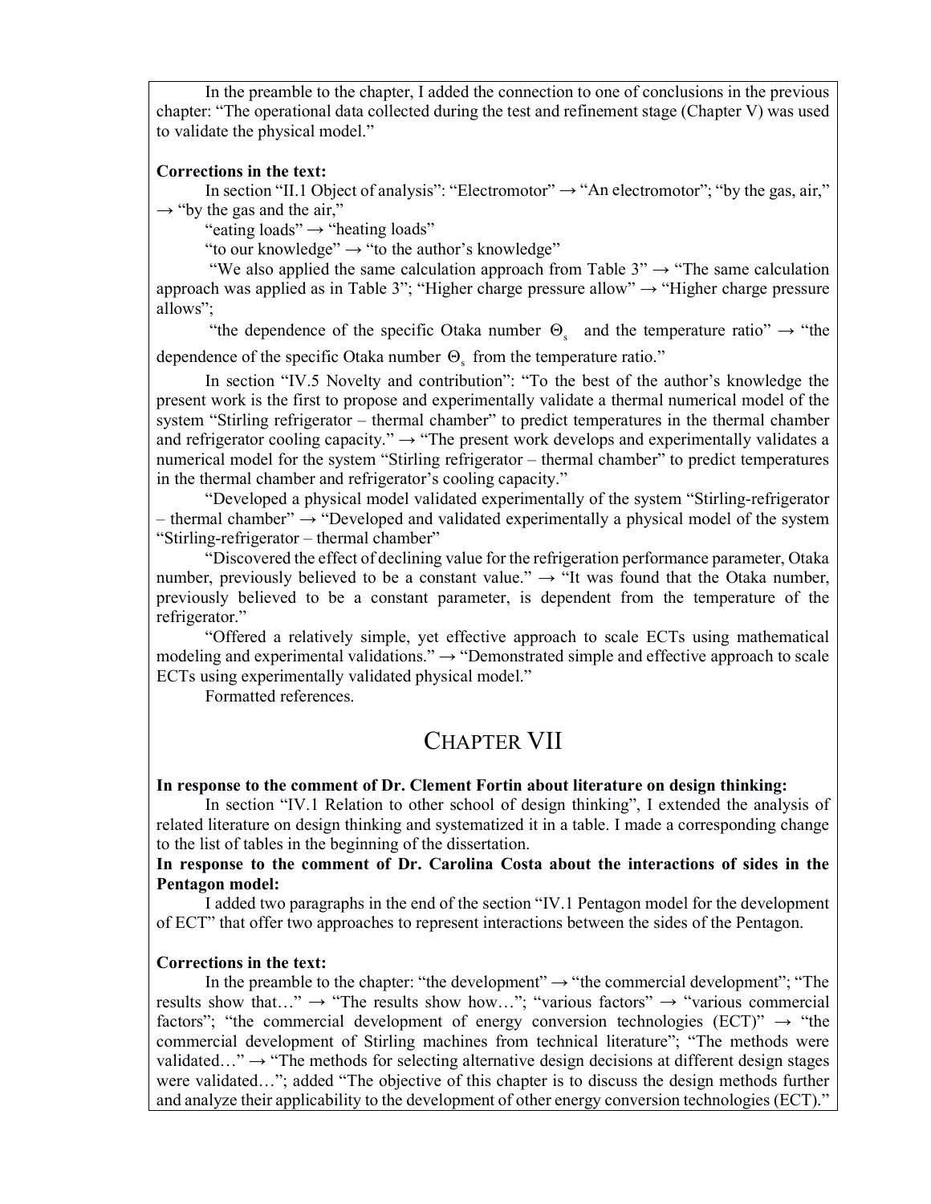In the preamble to the chapter, I added the connection to one of conclusions in the previous chapter: "The operational data collected during the test and refinement stage (Chapter V) was used to validate the physical model."

**Corrections in the text:**

In section "II.1 Object of analysis": "Electromotor" → "An electromotor"; "by the gas, air," → "by the gas and the air,"

"eating loads" → "heating loads"

"to our knowledge" → "to the author's knowledge"

"We also applied the same calculation approach from Table 3" → "The same calculation approach was applied as in Table 3"; "Higher charge pressure allow" → "Higher charge pressure allows";

"the dependence of the specific Otaka number $\Theta_s$ and the temperature ratio" → "the dependence of the specific Otaka number $\Theta_s$ from the temperature ratio."

In section "IV.5 Novelty and contribution": "To the best of the author's knowledge the present work is the first to propose and experimentally validate a thermal numerical model of the system "Stirling refrigerator – thermal chamber" to predict temperatures in the thermal chamber and refrigerator cooling capacity." → "The present work develops and experimentally validates a numerical model for the system "Stirling refrigerator – thermal chamber" to predict temperatures in the thermal chamber and refrigerator's cooling capacity."

"Developed a physical model validated experimentally of the system "Stirling-refrigerator – thermal chamber" → "Developed and validated experimentally a physical model of the system "Stirling-refrigerator – thermal chamber"

"Discovered the effect of declining value for the refrigeration performance parameter, Otaka number, previously believed to be a constant value." → "It was found that the Otaka number, previously believed to be a constant parameter, is dependent from the temperature of the refrigerator."

"Offered a relatively simple, yet effective approach to scale ECTs using mathematical modeling and experimental validations." → "Demonstrated simple and effective approach to scale ECTs using experimentally validated physical model."

Formatted references.

# CHAPTER VII

**In response to the comment of Dr. Clement Fortin about literature on design thinking:**

In section "IV.1 Relation to other school of design thinking", I extended the analysis of related literature on design thinking and systematized it in a table. I made a corresponding change to the list of tables in the beginning of the dissertation.

**In response to the comment of Dr. Carolina Costa about the interactions of sides in the Pentagon model:**

I added two paragraphs in the end of the section "IV.1 Pentagon model for the development of ECT" that offer two approaches to represent interactions between the sides of the Pentagon.

**Corrections in the text:**

In the preamble to the chapter: "the development" → "the commercial development"; "The results show that…" → "The results show how…"; "various factors" → "various commercial factors"; "the commercial development of energy conversion technologies (ECT)" → "the commercial development of Stirling machines from technical literature"; "The methods were validated…" → "The methods for selecting alternative design decisions at different design stages were validated…"; added "The objective of this chapter is to discuss the design methods further and analyze their applicability to the development of other energy conversion technologies (ECT)."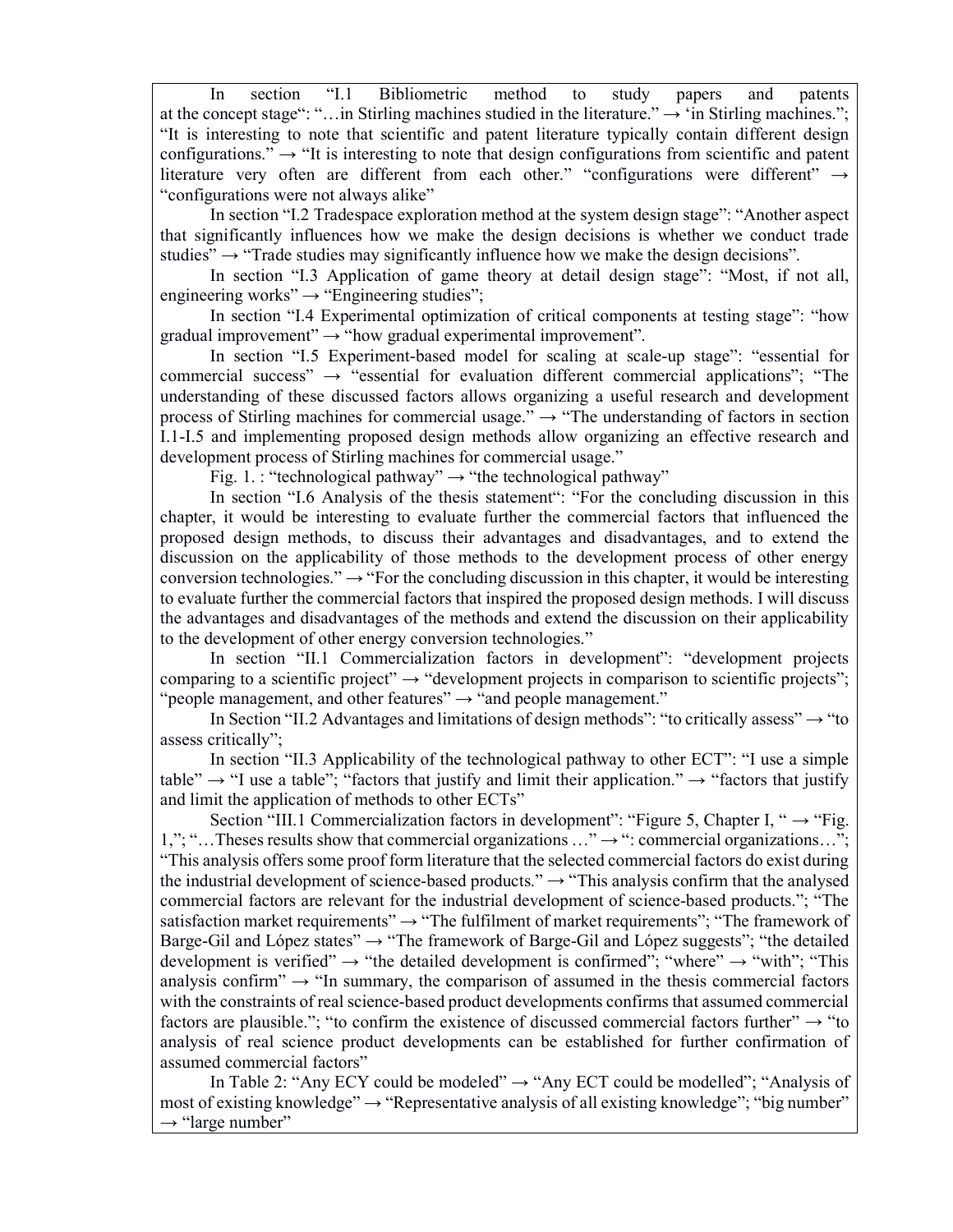In section "I.1 Bibliometric method to study papers and patents at the concept stage": "…in Stirling machines studied in the literature." → 'in Stirling machines."; "It is interesting to note that scientific and patent literature typically contain different design configurations." → "It is interesting to note that design configurations from scientific and patent literature very often are different from each other." "configurations were different" → "configurations were not always alike"

In section "I.2 Tradespace exploration method at the system design stage": "Another aspect that significantly influences how we make the design decisions is whether we conduct trade studies" → "Trade studies may significantly influence how we make the design decisions".

In section "I.3 Application of game theory at detail design stage": "Most, if not all, engineering works" → "Engineering studies";

In section "I.4 Experimental optimization of critical components at testing stage": "how gradual improvement" → "how gradual experimental improvement".

In section "I.5 Experiment-based model for scaling at scale-up stage": "essential for commercial success" → "essential for evaluation different commercial applications"; "The understanding of these discussed factors allows organizing a useful research and development process of Stirling machines for commercial usage." → "The understanding of factors in section I.1-I.5 and implementing proposed design methods allow organizing an effective research and development process of Stirling machines for commercial usage."

Fig. 1. : "technological pathway" → "the technological pathway"

In section "I.6 Analysis of the thesis statement": "For the concluding discussion in this chapter, it would be interesting to evaluate further the commercial factors that influenced the proposed design methods, to discuss their advantages and disadvantages, and to extend the discussion on the applicability of those methods to the development process of other energy conversion technologies." → "For the concluding discussion in this chapter, it would be interesting to evaluate further the commercial factors that inspired the proposed design methods. I will discuss the advantages and disadvantages of the methods and extend the discussion on their applicability to the development of other energy conversion technologies."

In section "II.1 Commercialization factors in development": "development projects comparing to a scientific project" → "development projects in comparison to scientific projects"; "people management, and other features" → "and people management."

In Section "II.2 Advantages and limitations of design methods": "to critically assess" → "to assess critically";

In section "II.3 Applicability of the technological pathway to other ECT": "I use a simple table" → "I use a table"; "factors that justify and limit their application." → "factors that justify and limit the application of methods to other ECTs"

Section "III.1 Commercialization factors in development": "Figure 5, Chapter I, " → "Fig. 1,"; "…Theses results show that commercial organizations …" → ": commercial organizations…"; "This analysis offers some proof form literature that the selected commercial factors do exist during the industrial development of science-based products." → "This analysis confirm that the analysed commercial factors are relevant for the industrial development of science-based products."; "The satisfaction market requirements" → "The fulfilment of market requirements"; "The framework of Barge-Gil and López states" → "The framework of Barge-Gil and López suggests"; "the detailed development is verified" → "the detailed development is confirmed"; "where" → "with"; "This analysis confirm" → "In summary, the comparison of assumed in the thesis commercial factors with the constraints of real science-based product developments confirms that assumed commercial factors are plausible."; "to confirm the existence of discussed commercial factors further" → "to analysis of real science product developments can be established for further confirmation of assumed commercial factors"

In Table 2: "Any ECY could be modeled" → "Any ECT could be modelled"; "Analysis of most of existing knowledge" → "Representative analysis of all existing knowledge"; "big number" → "large number"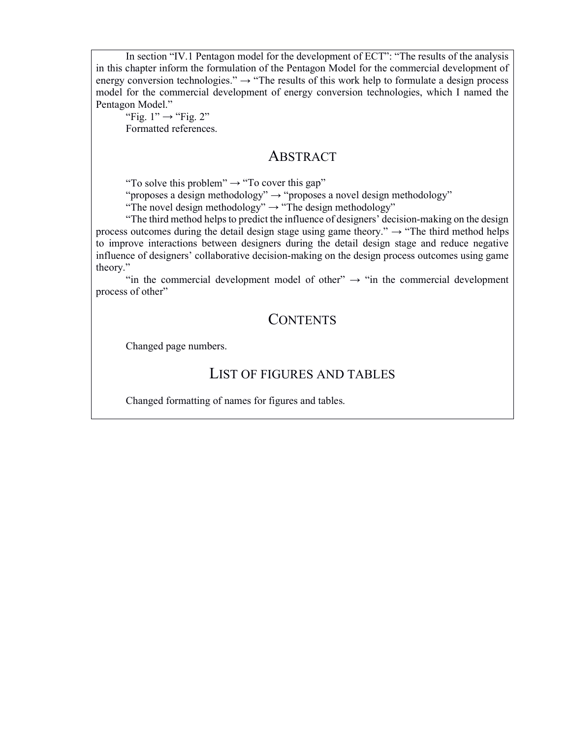In section “IV.1 Pentagon model for the development of ECT”: “The results of the analysis in this chapter inform the formulation of the Pentagon Model for the commercial development of energy conversion technologies.” → “The results of this work help to formulate a design process model for the commercial development of energy conversion technologies, which I named the Pentagon Model.”

“Fig. 1” → “Fig. 2”

Formatted references.

## ABSTRACT

“To solve this problem” → “To cover this gap”

“proposes a design methodology” → “proposes a novel design methodology”

“The novel design methodology” → “The design methodology”

“The third method helps to predict the influence of designers’ decision-making on the design process outcomes during the detail design stage using game theory.” → “The third method helps to improve interactions between designers during the detail design stage and reduce negative influence of designers’ collaborative decision-making on the design process outcomes using game theory.”

“in the commercial development model of other” → “in the commercial development process of other”

## CONTENTS

Changed page numbers.

## LIST OF FIGURES AND TABLES

Changed formatting of names for figures and tables.